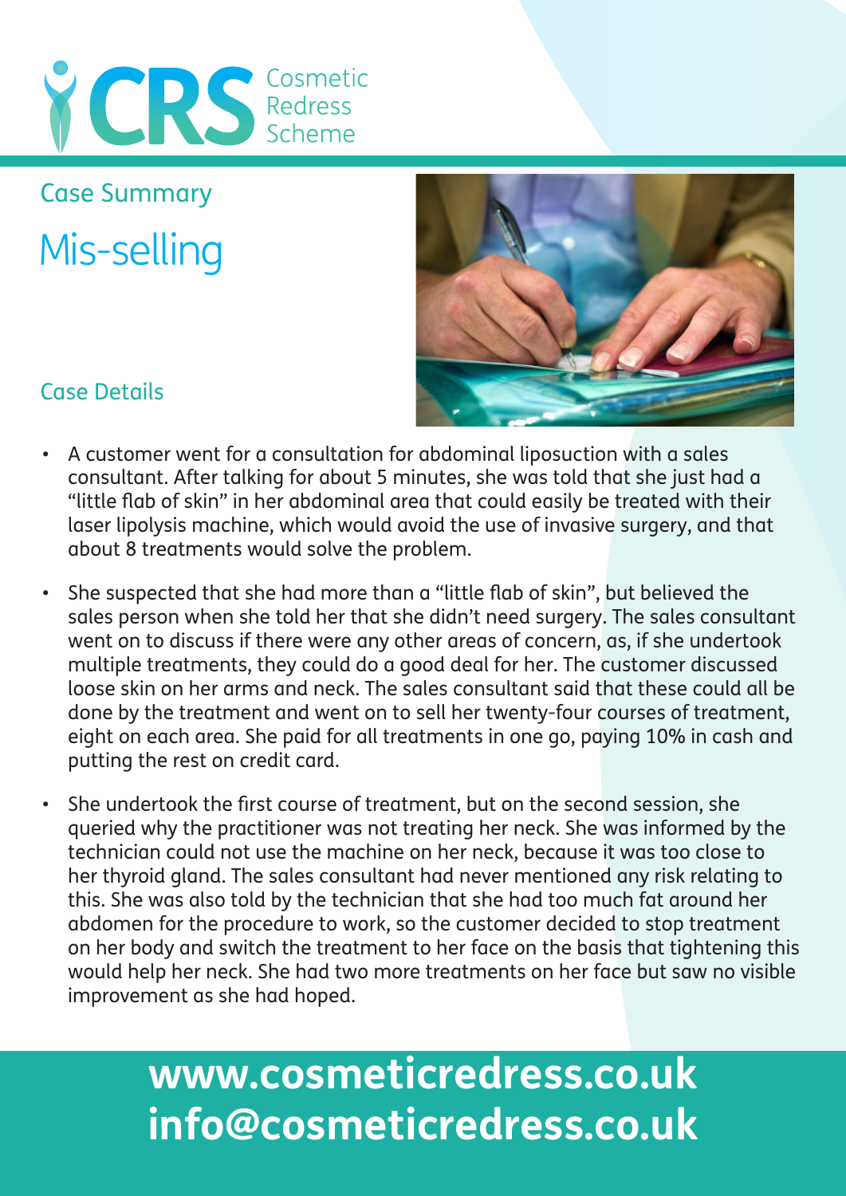# CRS Cosmetic Redress Scheme

## Case Summary

# Mis-selling

### Case Details

- A customer went for a consultation for abdominal liposuction with a sales consultant. After talking for about 5 minutes, she was told that she just had a "little flab of skin" in her abdominal area that could easily be treated with their laser lipolysis machine, which would avoid the use of invasive surgery, and that about 8 treatments would solve the problem.

- She suspected that she had more than a "little flab of skin", but believed the sales person when she told her that she didn't need surgery. The sales consultant went on to discuss if there were any other areas of concern, as, if she undertook multiple treatments, they could do a good deal for her. The customer discussed loose skin on her arms and neck. The sales consultant said that these could all be done by the treatment and went on to sell her twenty-four courses of treatment, eight on each area. She paid for all treatments in one go, paying 10% in cash and putting the rest on credit card.

- She undertook the first course of treatment, but on the second session, she queried why the practitioner was not treating her neck. She was informed by the technician could not use the machine on her neck, because it was too close to her thyroid gland. The sales consultant had never mentioned any risk relating to this. She was also told by the technician that she had too much fat around her abdomen for the procedure to work, so the customer decided to stop treatment on her body and switch the treatment to her face on the basis that tightening this would help her neck. She had two more treatments on her face but saw no visible improvement as she had hoped.

**www.cosmeticredress.co.uk**
**info@cosmeticredress.co.uk**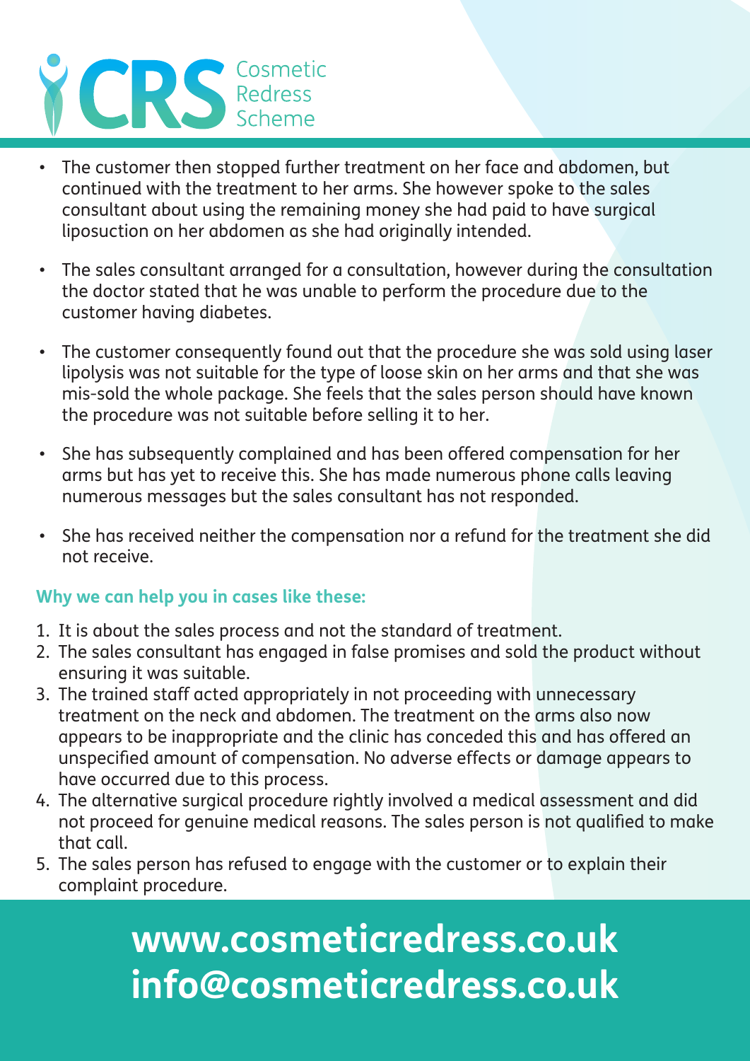- The customer then stopped further treatment on her face and abdomen, but continued with the treatment to her arms. She however spoke to the sales consultant about using the remaining money she had paid to have surgical liposuction on her abdomen as she had originally intended.
- The sales consultant arranged for a consultation, however during the consultation the doctor stated that he was unable to perform the procedure due to the customer having diabetes.
- The customer consequently found out that the procedure she was sold using laser lipolysis was not suitable for the type of loose skin on her arms and that she was mis-sold the whole package. She feels that the sales person should have known the procedure was not suitable before selling it to her.
- She has subsequently complained and has been offered compensation for her arms but has yet to receive this. She has made numerous phone calls leaving numerous messages but the sales consultant has not responded.
- She has received neither the compensation nor a refund for the treatment she did not receive.

### Why we can help you in cases like these:

1. It is about the sales process and not the standard of treatment.
2. The sales consultant has engaged in false promises and sold the product without ensuring it was suitable.
3. The trained staff acted appropriately in not proceeding with unnecessary treatment on the neck and abdomen. The treatment on the arms also now appears to be inappropriate and the clinic has conceded this and has offered an unspecified amount of compensation. No adverse effects or damage appears to have occurred due to this process.
4. The alternative surgical procedure rightly involved a medical assessment and did not proceed for genuine medical reasons. The sales person is not qualified to make that call.
5. The sales person has refused to engage with the customer or to explain their complaint procedure.

**www.cosmeticredress.co.uk**
**info@cosmeticredress.co.uk**